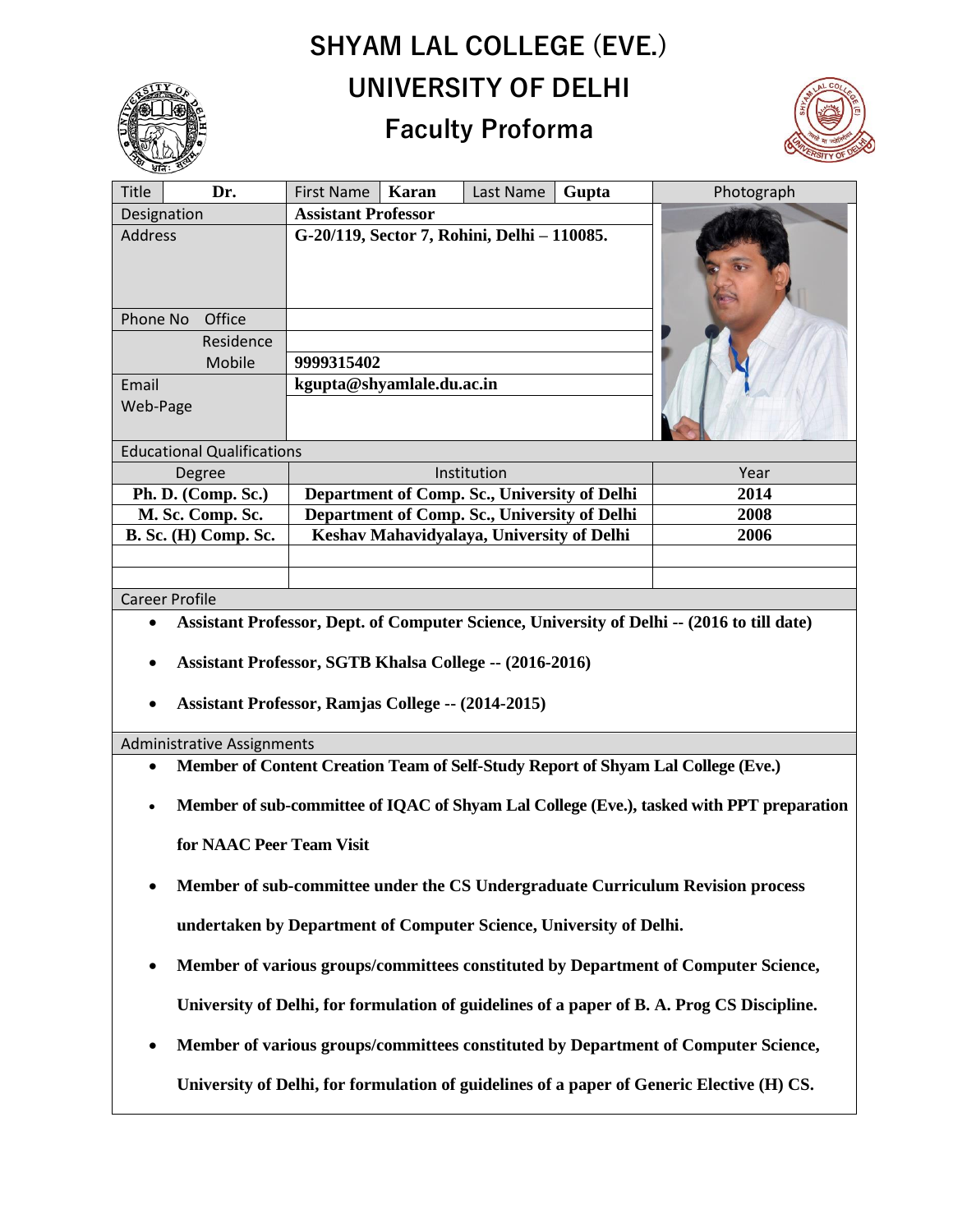# SHYAM LAL COLLEGE (EVE.)

# UNIVERSITY OF DELHI

## Faculty Proforma

| Title | Dr. | First Name | Karan | Last Name | Gupta |
|---|---|---|---|---|---|
| Designation | | Assistant Professor | | | |
| Address | | G-20/119, Sector 7, Rohini, Delhi – 110085. | | | |
| Phone No Office | | | | | |
| Residence | | | | | |
| Mobile | | 9999315402 | | | |
| Email | | kgupta@shyamlale.du.ac.in | | | |
| Web-Page | | | | | |

Photograph

**Educational Qualifications**

| Degree | Institution | Year |
|---|---|---|
| Ph. D. (Comp. Sc.) | Department of Comp. Sc., University of Delhi | 2014 |
| M. Sc. Comp. Sc. | Department of Comp. Sc., University of Delhi | 2008 |
| B. Sc. (H) Comp. Sc. | Keshav Mahavidyalaya, University of Delhi | 2006 |
| | | |
| | | |

**Career Profile**

- **Assistant Professor, Dept. of Computer Science, University of Delhi -- (2016 to till date)**
- **Assistant Professor, SGTB Khalsa College -- (2016-2016)**
- **Assistant Professor, Ramjas College -- (2014-2015)**

**Administrative Assignments**

- **Member of Content Creation Team of Self-Study Report of Shyam Lal College (Eve.)**
- **Member of sub-committee of IQAC of Shyam Lal College (Eve.), tasked with PPT preparation for NAAC Peer Team Visit**
- **Member of sub-committee under the CS Undergraduate Curriculum Revision process undertaken by Department of Computer Science, University of Delhi.**
- **Member of various groups/committees constituted by Department of Computer Science, University of Delhi, for formulation of guidelines of a paper of B. A. Prog CS Discipline.**
- **Member of various groups/committees constituted by Department of Computer Science, University of Delhi, for formulation of guidelines of a paper of Generic Elective (H) CS.**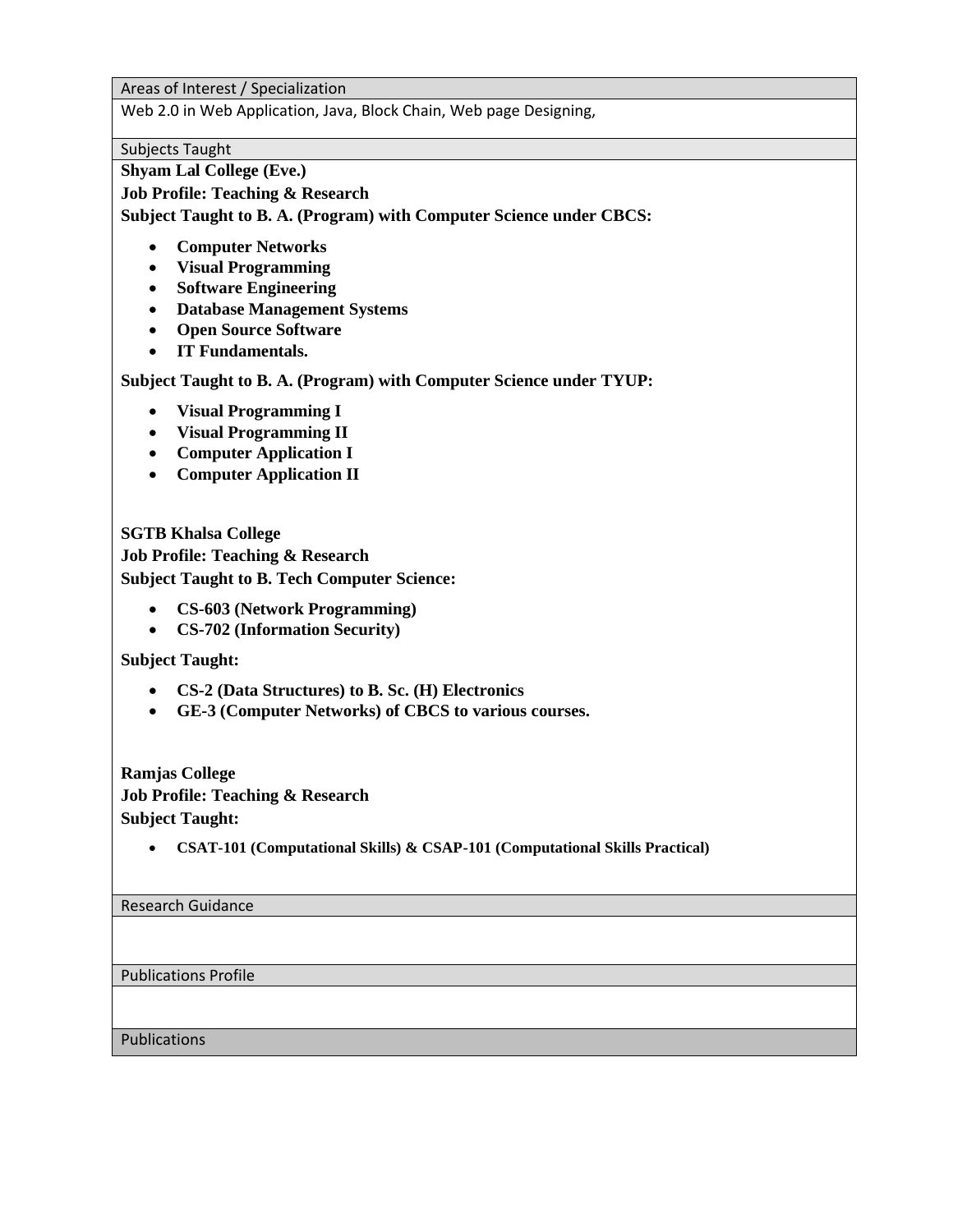## Areas of Interest / Specialization

Web 2.0 in Web Application, Java, Block Chain, Web page Designing,

## Subjects Taught

**Shyam Lal College (Eve.)**

**Job Profile: Teaching & Research**

**Subject Taught to B. A. (Program) with Computer Science under CBCS:**

- **Computer Networks**
- **Visual Programming**
- **Software Engineering**
- **Database Management Systems**
- **Open Source Software**
- **IT Fundamentals.**

**Subject Taught to B. A. (Program) with Computer Science under TYUP:**

- **Visual Programming I**
- **Visual Programming II**
- **Computer Application I**
- **Computer Application II**

**SGTB Khalsa College**

**Job Profile: Teaching & Research**

**Subject Taught to B. Tech Computer Science:**

- **CS-603 (Network Programming)**
- **CS-702 (Information Security)**

**Subject Taught:**

- **CS-2 (Data Structures) to B. Sc. (H) Electronics**
- **GE-3 (Computer Networks) of CBCS to various courses.**

**Ramjas College**

**Job Profile: Teaching & Research**

**Subject Taught:**

- **CSAT-101 (Computational Skills) & CSAP-101 (Computational Skills Practical)**

## Research Guidance

## Publications Profile

## Publications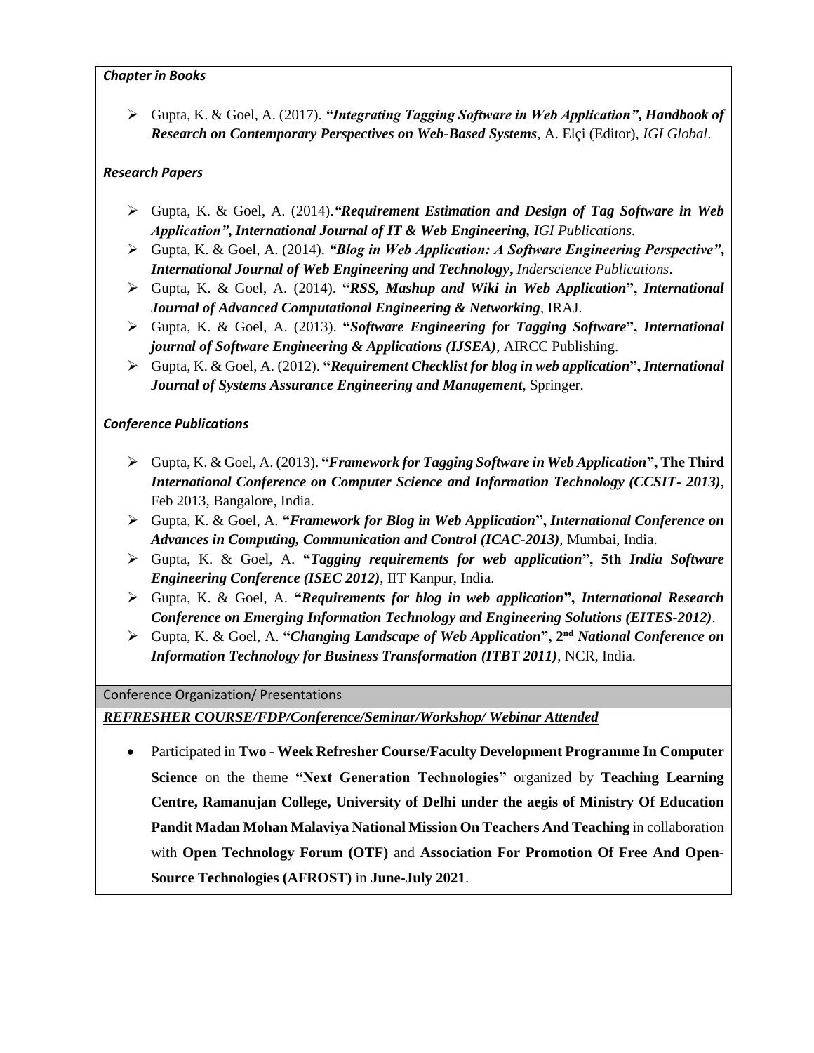### *Chapter in Books*

- Gupta, K. & Goel, A. (2017). ***"Integrating Tagging Software in Web Application", Handbook of Research on Contemporary Perspectives on Web-Based Systems***, A. Elçi (Editor), *IGI Global*.

### *Research Papers*

- Gupta, K. & Goel, A. (2014).***"Requirement Estimation and Design of Tag Software in Web Application", International Journal of IT & Web Engineering,*** *IGI Publications*.
- Gupta, K. & Goel, A. (2014). ***"Blog in Web Application: A Software Engineering Perspective", International Journal of Web Engineering and Technology***, *Inderscience Publications*.
- Gupta, K. & Goel, A. (2014). **"*RSS, Mashup and Wiki in Web Application*", *International Journal of Advanced Computational Engineering & Networking***, IRAJ.
- Gupta, K. & Goel, A. (2013). **"*Software Engineering for Tagging Software*", *International journal of Software Engineering & Applications (IJSEA)***, AIRCC Publishing.
- Gupta, K. & Goel, A. (2012). **"*Requirement Checklist for blog in web application*", *International Journal of Systems Assurance Engineering and Management***, Springer.

### *Conference Publications*

- Gupta, K. & Goel, A. (2013). **"*Framework for Tagging Software in Web Application*", The Third *International Conference on Computer Science and Information Technology (CCSIT- 2013)***, Feb 2013, Bangalore, India.
- Gupta, K. & Goel, A. **"*Framework for Blog in Web Application*", *International Conference on Advances in Computing, Communication and Control (ICAC-2013)***, Mumbai, India.
- Gupta, K. & Goel, A. **"*Tagging requirements for web application*", 5th *India Software Engineering Conference (ISEC 2012)***, IIT Kanpur, India.
- Gupta, K. & Goel, A. **"*Requirements for blog in web application*", *International Research Conference on Emerging Information Technology and Engineering Solutions (EITES-2012)***.
- Gupta, K. & Goel, A. **"*Changing Landscape of Web Application*", 2nd *National Conference on Information Technology for Business Transformation (ITBT 2011)***, NCR, India.

## Conference Organization/ Presentations

***REFRESHER COURSE/FDP/Conference/Seminar/Workshop/ Webinar Attended***

- Participated in **Two - Week Refresher Course/Faculty Development Programme In Computer Science** on the theme **"Next Generation Technologies"** organized by **Teaching Learning Centre, Ramanujan College, University of Delhi under the aegis of Ministry Of Education Pandit Madan Mohan Malaviya National Mission On Teachers And Teaching** in collaboration with **Open Technology Forum (OTF)** and **Association For Promotion Of Free And Open-Source Technologies (AFROST)** in **June-July 2021**.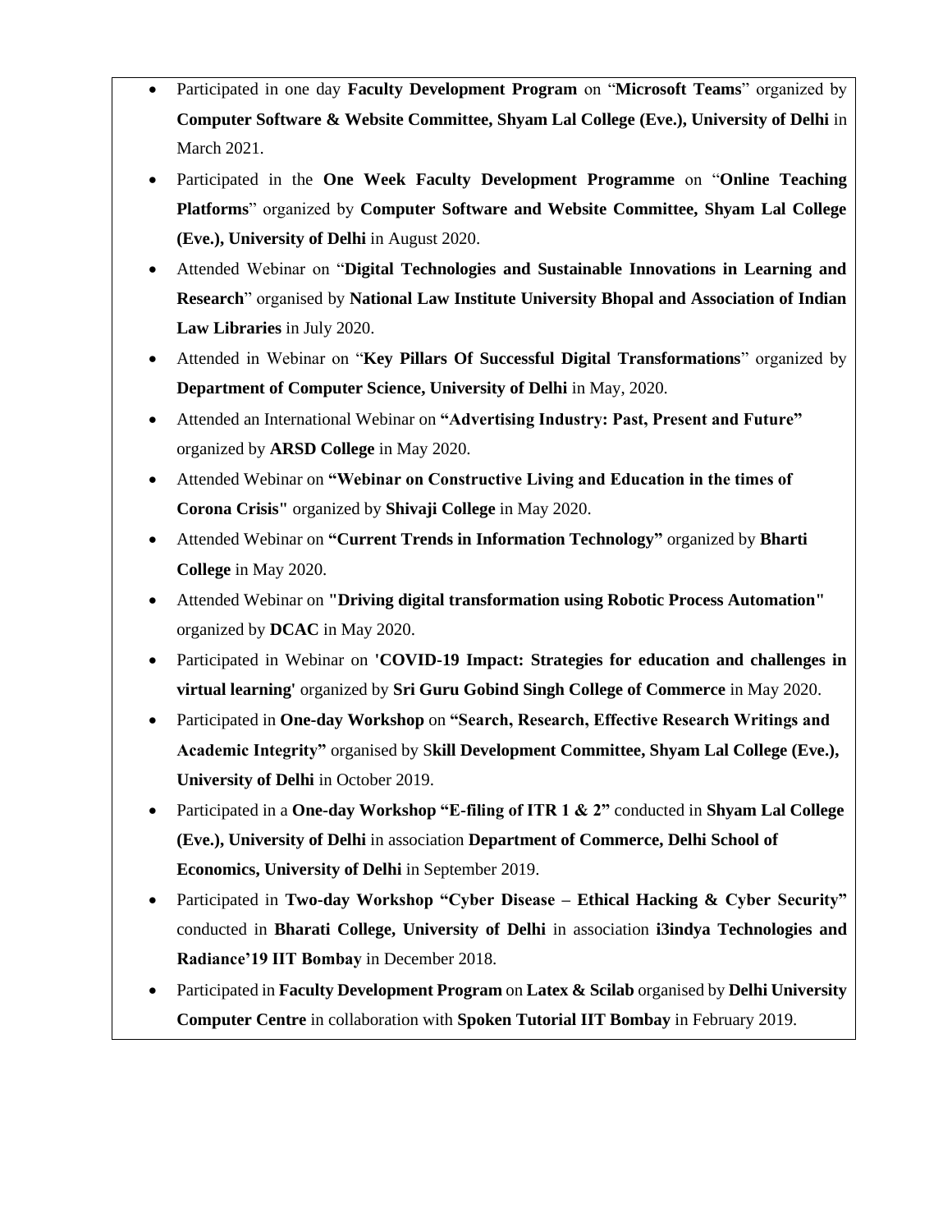- Participated in one day **Faculty Development Program** on "**Microsoft Teams**" organized by **Computer Software & Website Committee, Shyam Lal College (Eve.), University of Delhi** in March 2021.
- Participated in the **One Week Faculty Development Programme** on "**Online Teaching Platforms**" organized by **Computer Software and Website Committee, Shyam Lal College (Eve.), University of Delhi** in August 2020.
- Attended Webinar on "**Digital Technologies and Sustainable Innovations in Learning and Research**" organised by **National Law Institute University Bhopal and Association of Indian Law Libraries** in July 2020.
- Attended in Webinar on "**Key Pillars Of Successful Digital Transformations**" organized by **Department of Computer Science, University of Delhi** in May, 2020.
- Attended an International Webinar on **"Advertising Industry: Past, Present and Future"** organized by **ARSD College** in May 2020.
- Attended Webinar on **"Webinar on Constructive Living and Education in the times of Corona Crisis"** organized by **Shivaji College** in May 2020.
- Attended Webinar on **"Current Trends in Information Technology"** organized by **Bharti College** in May 2020.
- Attended Webinar on **"Driving digital transformation using Robotic Process Automation"** organized by **DCAC** in May 2020.
- Participated in Webinar on **'COVID-19 Impact: Strategies for education and challenges in virtual learning'** organized by **Sri Guru Gobind Singh College of Commerce** in May 2020.
- Participated in **One-day Workshop** on **"Search, Research, Effective Research Writings and Academic Integrity"** organised by S**kill Development Committee, Shyam Lal College (Eve.), University of Delhi** in October 2019.
- Participated in a **One-day Workshop "E-filing of ITR 1 & 2"** conducted in **Shyam Lal College (Eve.), University of Delhi** in association **Department of Commerce, Delhi School of Economics, University of Delhi** in September 2019.
- Participated in **Two-day Workshop "Cyber Disease – Ethical Hacking & Cyber Security"** conducted in **Bharati College, University of Delhi** in association **i3indya Technologies and Radiance'19 IIT Bombay** in December 2018.
- Participated in **Faculty Development Program** on **Latex & Scilab** organised by **Delhi University Computer Centre** in collaboration with **Spoken Tutorial IIT Bombay** in February 2019.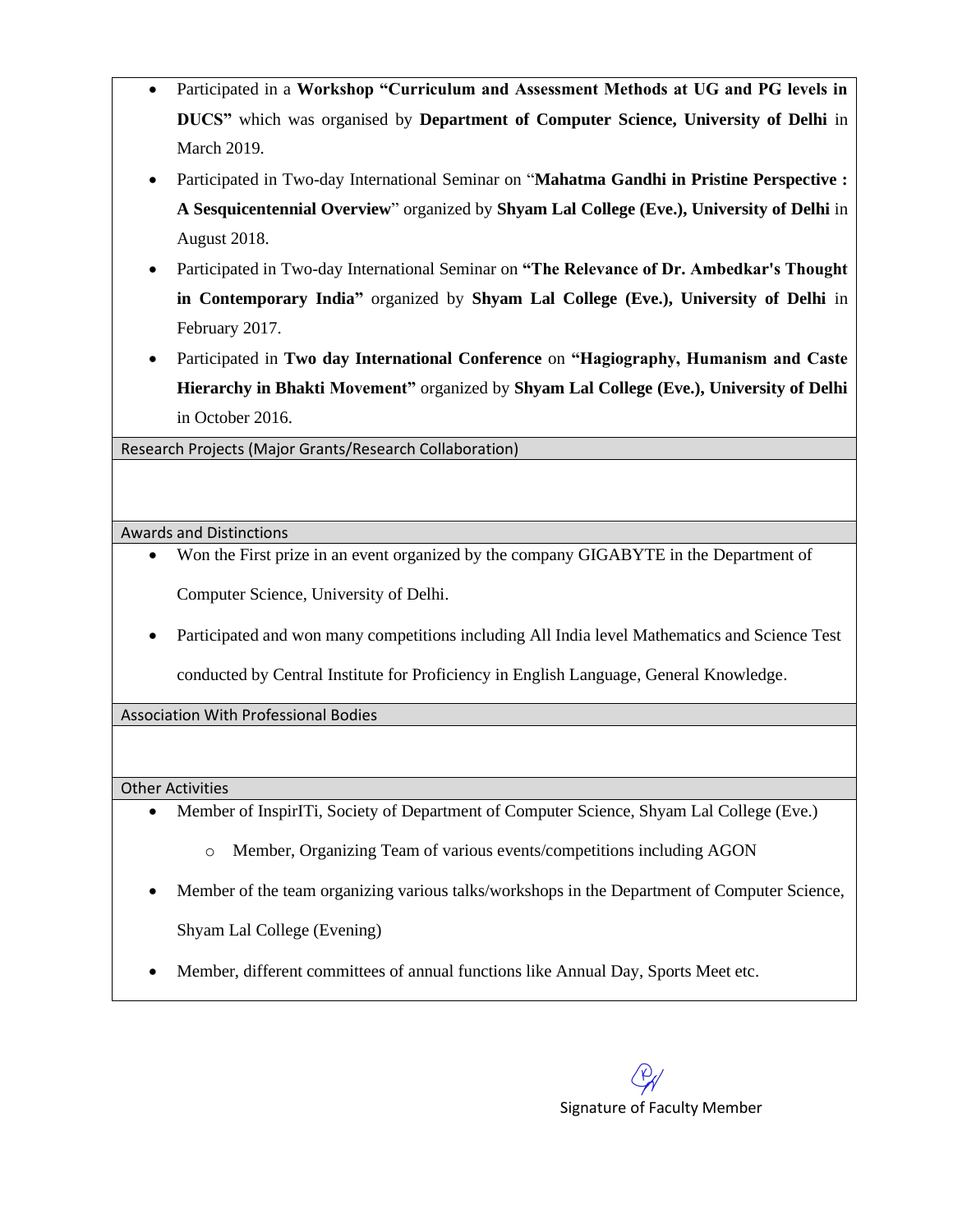- Participated in a **Workshop "Curriculum and Assessment Methods at UG and PG levels in DUCS"** which was organised by **Department of Computer Science, University of Delhi** in March 2019.
- Participated in Two-day International Seminar on "**Mahatma Gandhi in Pristine Perspective : A Sesquicentennial Overview**" organized by **Shyam Lal College (Eve.), University of Delhi** in August 2018.
- Participated in Two-day International Seminar on **"The Relevance of Dr. Ambedkar's Thought in Contemporary India"** organized by **Shyam Lal College (Eve.), University of Delhi** in February 2017.
- Participated in **Two day International Conference** on **"Hagiography, Humanism and Caste Hierarchy in Bhakti Movement"** organized by **Shyam Lal College (Eve.), University of Delhi** in October 2016.

## Research Projects (Major Grants/Research Collaboration)

## Awards and Distinctions

- Won the First prize in an event organized by the company GIGABYTE in the Department of Computer Science, University of Delhi.
- Participated and won many competitions including All India level Mathematics and Science Test conducted by Central Institute for Proficiency in English Language, General Knowledge.

## Association With Professional Bodies

## Other Activities

- Member of InspirITi, Society of Department of Computer Science, Shyam Lal College (Eve.)
  - Member, Organizing Team of various events/competitions including AGON
- Member of the team organizing various talks/workshops in the Department of Computer Science, Shyam Lal College (Evening)
- Member, different committees of annual functions like Annual Day, Sports Meet etc.

Signature of Faculty Member